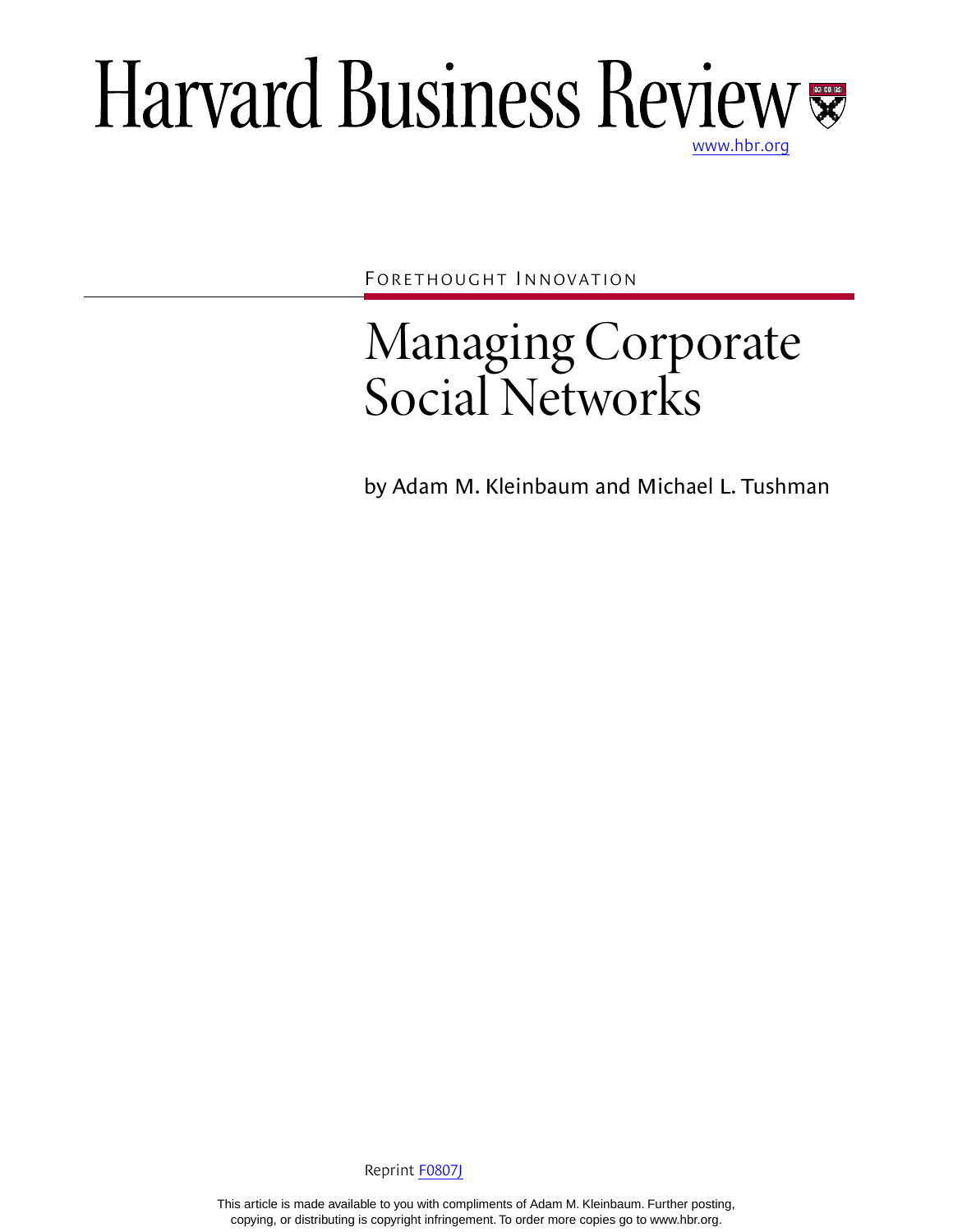# Harvard Business Review

www.hbr.org

FORETHOUGHT INNOVATION

## Managing Corporate Social Networks

by Adam M. Kleinbaum and Michael L. Tushman

Reprint F0807J

This article is made available to you with compliments of Adam M. Kleinbaum. Further posting, copying, or distributing is copyright infringement. To order more copies go to www.hbr.org.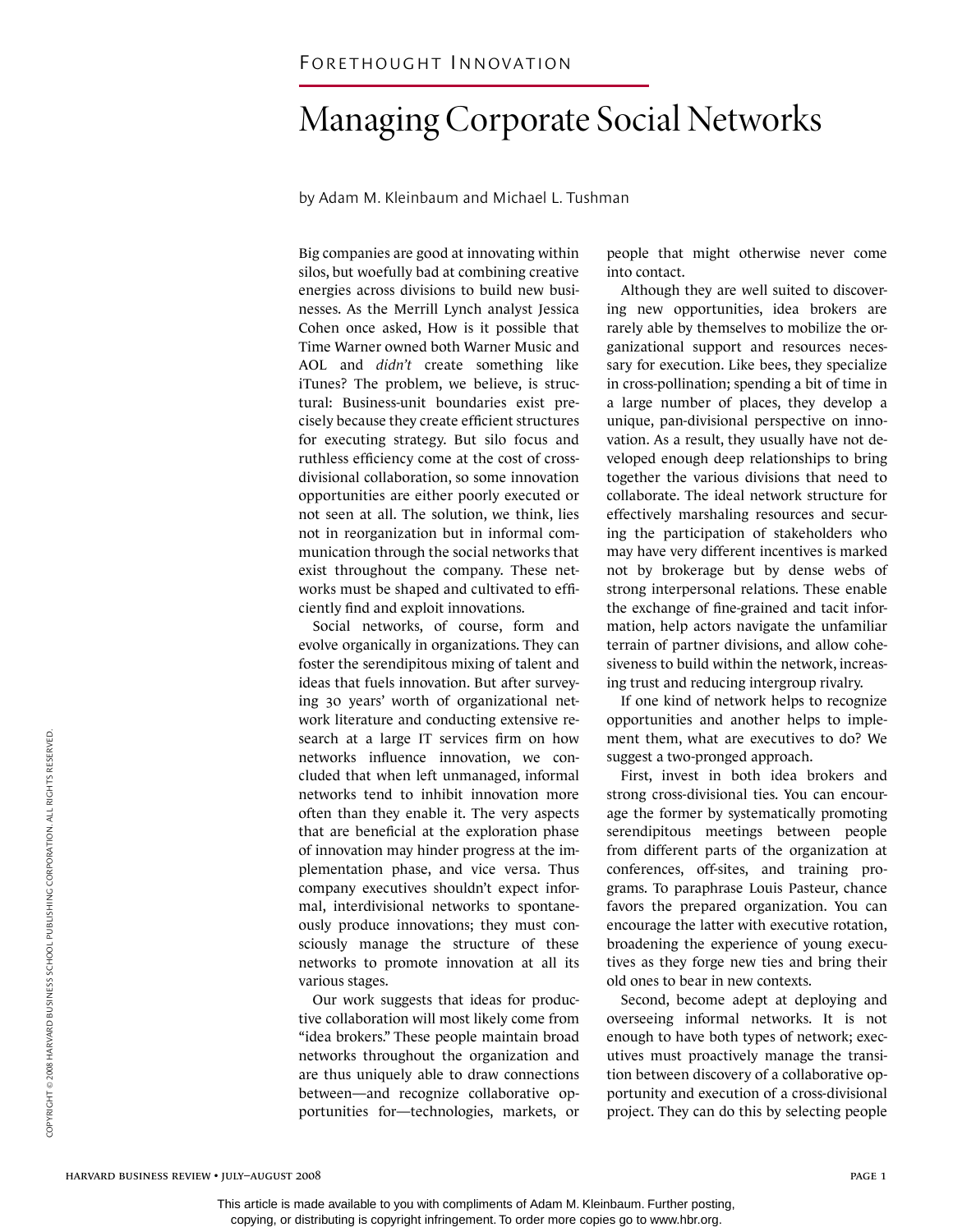FORETHOUGHT INNOVATION

# Managing Corporate Social Networks

by Adam M. Kleinbaum and Michael L. Tushman

Big companies are good at innovating within silos, but woefully bad at combining creative energies across divisions to build new businesses. As the Merrill Lynch analyst Jessica Cohen once asked, How is it possible that Time Warner owned both Warner Music and AOL and *didn't* create something like iTunes? The problem, we believe, is structural: Business-unit boundaries exist precisely because they create efficient structures for executing strategy. But silo focus and ruthless efficiency come at the cost of cross-divisional collaboration, so some innovation opportunities are either poorly executed or not seen at all. The solution, we think, lies not in reorganization but in informal communication through the social networks that exist throughout the company. These networks must be shaped and cultivated to efficiently find and exploit innovations.

Social networks, of course, form and evolve organically in organizations. They can foster the serendipitous mixing of talent and ideas that fuels innovation. But after surveying 30 years' worth of organizational network literature and conducting extensive research at a large IT services firm on how networks influence innovation, we concluded that when left unmanaged, informal networks tend to inhibit innovation more often than they enable it. The very aspects that are beneficial at the exploration phase of innovation may hinder progress at the implementation phase, and vice versa. Thus company executives shouldn't expect informal, interdivisional networks to spontaneously produce innovations; they must consciously manage the structure of these networks to promote innovation at all its various stages.

Our work suggests that ideas for productive collaboration will most likely come from "idea brokers." These people maintain broad networks throughout the organization and are thus uniquely able to draw connections between—and recognize collaborative opportunities for—technologies, markets, or people that might otherwise never come into contact.

Although they are well suited to discovering new opportunities, idea brokers are rarely able by themselves to mobilize the organizational support and resources necessary for execution. Like bees, they specialize in cross-pollination; spending a bit of time in a large number of places, they develop a unique, pan-divisional perspective on innovation. As a result, they usually have not developed enough deep relationships to bring together the various divisions that need to collaborate. The ideal network structure for effectively marshaling resources and securing the participation of stakeholders who may have very different incentives is marked not by brokerage but by dense webs of strong interpersonal relations. These enable the exchange of fine-grained and tacit information, help actors navigate the unfamiliar terrain of partner divisions, and allow cohesiveness to build within the network, increasing trust and reducing intergroup rivalry.

If one kind of network helps to recognize opportunities and another helps to implement them, what are executives to do? We suggest a two-pronged approach.

First, invest in both idea brokers and strong cross-divisional ties. You can encourage the former by systematically promoting serendipitous meetings between people from different parts of the organization at conferences, off-sites, and training programs. To paraphrase Louis Pasteur, chance favors the prepared organization. You can encourage the latter with executive rotation, broadening the experience of young executives as they forge new ties and bring their old ones to bear in new contexts.

Second, become adept at deploying and overseeing informal networks. It is not enough to have both types of network; executives must proactively manage the transition between discovery of a collaborative opportunity and execution of a cross-divisional project. They can do this by selecting people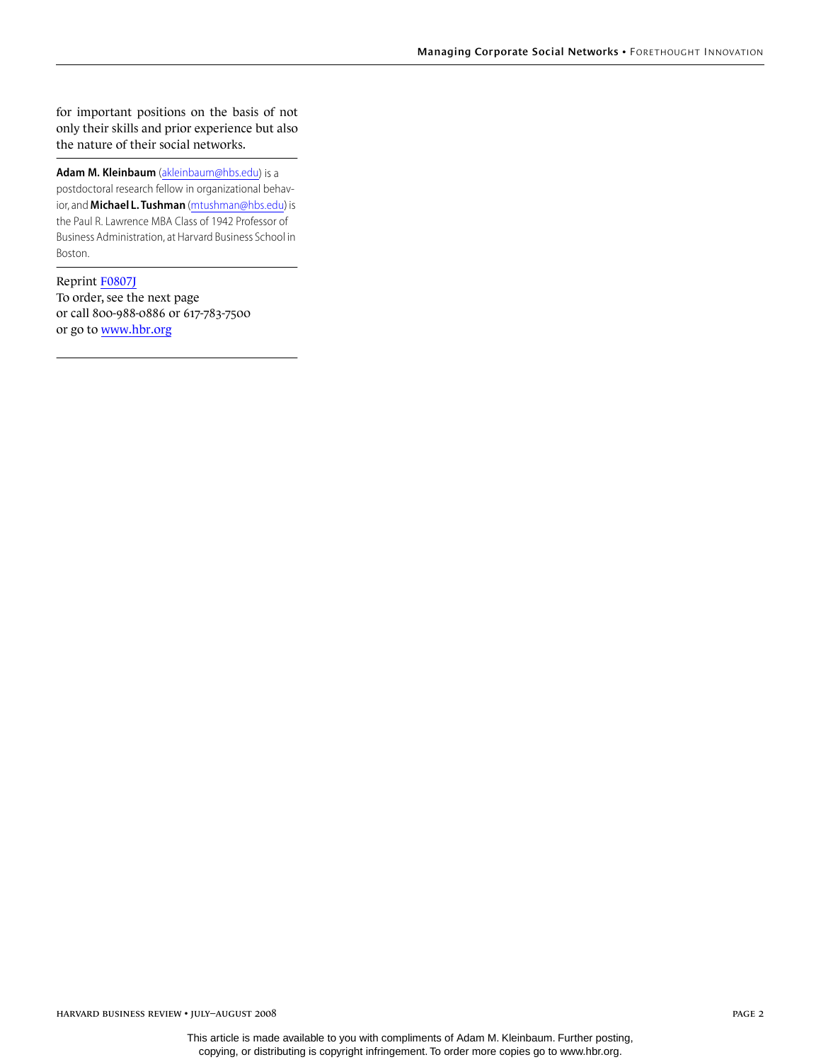for important positions on the basis of not only their skills and prior experience but also the nature of their social networks.

---

**Adam M. Kleinbaum** (akleinbaum@hbs.edu) is a postdoctoral research fellow in organizational behavior, and **Michael L. Tushman** (mtushman@hbs.edu) is the Paul R. Lawrence MBA Class of 1942 Professor of Business Administration, at Harvard Business School in Boston.

---

Reprint F0807J
To order, see the next page
or call 800-988-0886 or 617-783-7500
or go to www.hbr.org

---

This article is made available to you with compliments of Adam M. Kleinbaum. Further posting, copying, or distributing is copyright infringement. To order more copies go to www.hbr.org.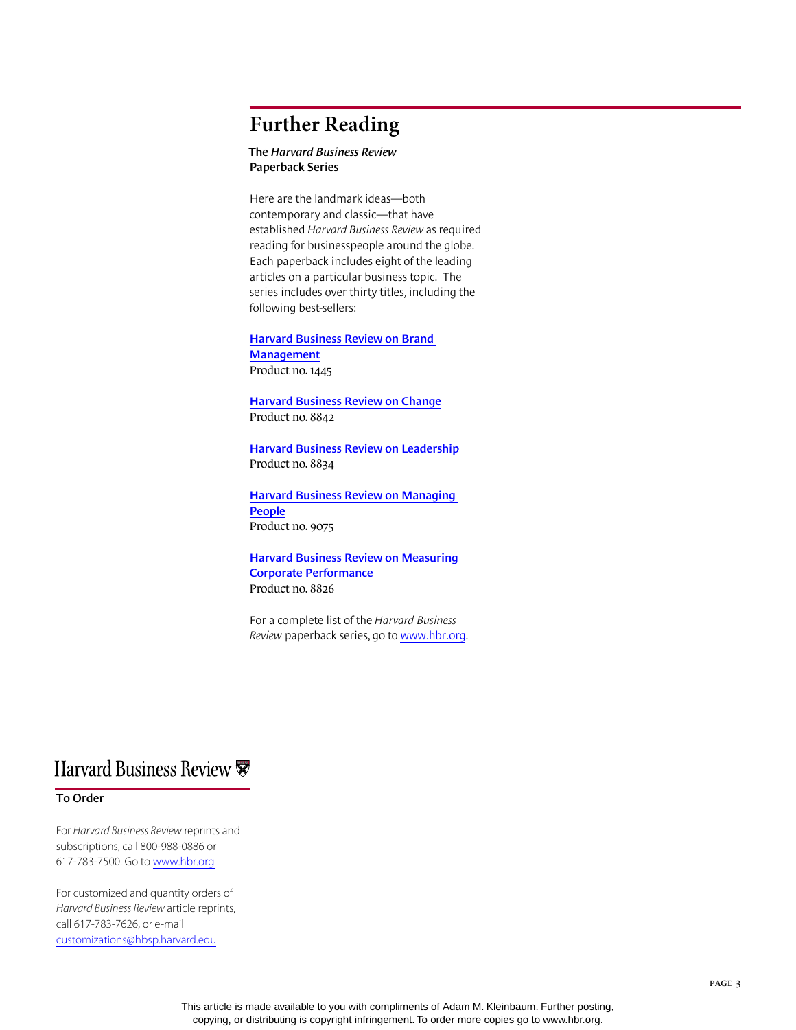## Further Reading

**The *Harvard Business Review* Paperback Series**

Here are the landmark ideas—both contemporary and classic—that have established *Harvard Business Review* as required reading for businesspeople around the globe. Each paperback includes eight of the leading articles on a particular business topic. The series includes over thirty titles, including the following best-sellers:

**Harvard Business Review on Brand Management**
Product no. 1445

**Harvard Business Review on Change**
Product no. 8842

**Harvard Business Review on Leadership**
Product no. 8834

**Harvard Business Review on Managing People**
Product no. 9075

**Harvard Business Review on Measuring Corporate Performance**
Product no. 8826

For a complete list of the *Harvard Business Review* paperback series, go to www.hbr.org.

Harvard Business Review

**To Order**

For *Harvard Business Review* reprints and subscriptions, call 800-988-0886 or 617-783-7500. Go to www.hbr.org

For customized and quantity orders of *Harvard Business Review* article reprints, call 617-783-7626, or e-mail customizations@hbsp.harvard.edu

This article is made available to you with compliments of Adam M. Kleinbaum. Further posting, copying, or distributing is copyright infringement. To order more copies go to www.hbr.org.